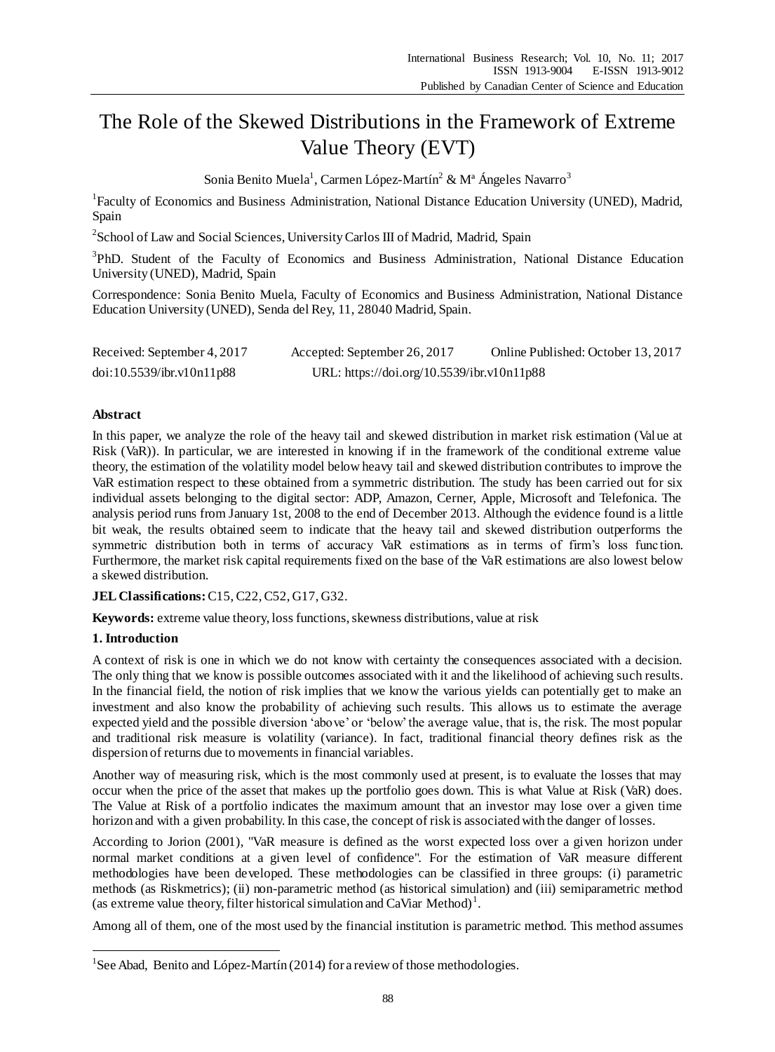# The Role of the Skewed Distributions in the Framework of Extreme Value Theory (EVT)

Sonia Benito Muela[1], Carmen López-Martín[2] & Mª Ángeles Navarro[3]

[1]Faculty of Economics and Business Administration, National Distance Education University (UNED), Madrid, Spain

[2]School of Law and Social Sciences, University Carlos III of Madrid, Madrid, Spain

[3]PhD. Student of the Faculty of Economics and Business Administration, National Distance Education University (UNED), Madrid, Spain

Correspondence: Sonia Benito Muela, Faculty of Economics and Business Administration, National Distance Education University (UNED), Senda del Rey, 11, 28040 Madrid, Spain.

Received: September 4, 2017    Accepted: September 26, 2017    Online Published: October 13, 2017

doi:10.5539/ibr.v10n11p88    URL: https://doi.org/10.5539/ibr.v10n11p88

## Abstract

In this paper, we analyze the role of the heavy tail and skewed distribution in market risk estimation (Value at Risk (VaR)). In particular, we are interested in knowing if in the framework of the conditional extreme value theory, the estimation of the volatility model below heavy tail and skewed distribution contributes to improve the VaR estimation respect to these obtained from a symmetric distribution. The study has been carried out for six individual assets belonging to the digital sector: ADP, Amazon, Cerner, Apple, Microsoft and Telefonica. The analysis period runs from January 1st, 2008 to the end of December 2013. Although the evidence found is a little bit weak, the results obtained seem to indicate that the heavy tail and skewed distribution outperforms the symmetric distribution both in terms of accuracy VaR estimations as in terms of firm's loss function. Furthermore, the market risk capital requirements fixed on the base of the VaR estimations are also lowest below a skewed distribution.

**JEL Classifications:** C15, C22, C52, G17, G32.

**Keywords:** extreme value theory, loss functions, skewness distributions, value at risk

## 1. Introduction

A context of risk is one in which we do not know with certainty the consequences associated with a decision. The only thing that we know is possible outcomes associated with it and the likelihood of achieving such results. In the financial field, the notion of risk implies that we know the various yields can potentially get to make an investment and also know the probability of achieving such results. This allows us to estimate the average expected yield and the possible diversion 'above' or 'below' the average value, that is, the risk. The most popular and traditional risk measure is volatility (variance). In fact, traditional financial theory defines risk as the dispersion of returns due to movements in financial variables.

Another way of measuring risk, which is the most commonly used at present, is to evaluate the losses that may occur when the price of the asset that makes up the portfolio goes down. This is what Value at Risk (VaR) does. The Value at Risk of a portfolio indicates the maximum amount that an investor may lose over a given time horizon and with a given probability. In this case, the concept of risk is associated with the danger of losses.

According to Jorion (2001), "VaR measure is defined as the worst expected loss over a given horizon under normal market conditions at a given level of confidence". For the estimation of VaR measure different methodologies have been developed. These methodologies can be classified in three groups: (i) parametric methods (as Riskmetrics); (ii) non-parametric method (as historical simulation) and (iii) semiparametric method (as extreme value theory, filter historical simulation and CaViar Method)[1].

Among all of them, one of the most used by the financial institution is parametric method. This method assumes

[1]See Abad, Benito and López-Martín (2014) for a review of those methodologies.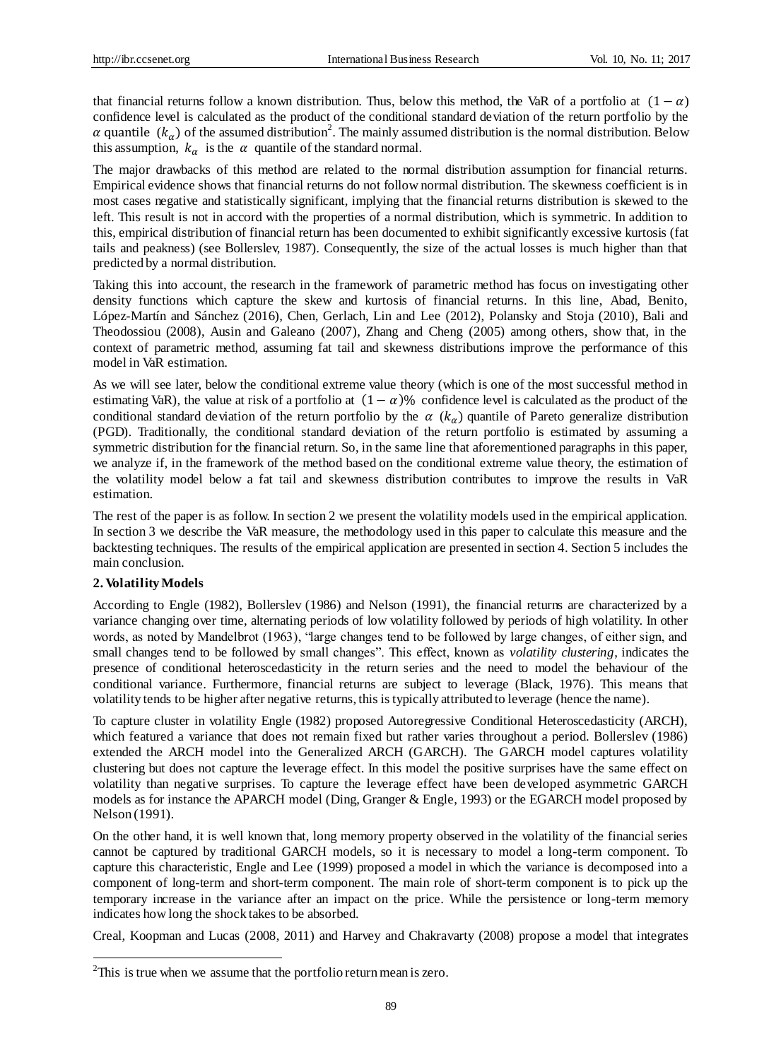that financial returns follow a known distribution. Thus, below this method, the VaR of a portfolio at $(1-\alpha)$ confidence level is calculated as the product of the conditional standard deviation of the return portfolio by the $\alpha$ quantile $(k_{\alpha})$ of the assumed distribution[2]. The mainly assumed distribution is the normal distribution. Below this assumption, $k_{\alpha}$ is the $\alpha$ quantile of the standard normal.

The major drawbacks of this method are related to the normal distribution assumption for financial returns. Empirical evidence shows that financial returns do not follow normal distribution. The skewness coefficient is in most cases negative and statistically significant, implying that the financial returns distribution is skewed to the left. This result is not in accord with the properties of a normal distribution, which is symmetric. In addition to this, empirical distribution of financial return has been documented to exhibit significantly excessive kurtosis (fat tails and peakness) (see Bollerslev, 1987). Consequently, the size of the actual losses is much higher than that predicted by a normal distribution.

Taking this into account, the research in the framework of parametric method has focus on investigating other density functions which capture the skew and kurtosis of financial returns. In this line, Abad, Benito, López-Martín and Sánchez (2016), Chen, Gerlach, Lin and Lee (2012), Polansky and Stoja (2010), Bali and Theodossiou (2008), Ausin and Galeano (2007), Zhang and Cheng (2005) among others, show that, in the context of parametric method, assuming fat tail and skewness distributions improve the performance of this model in VaR estimation.

As we will see later, below the conditional extreme value theory (which is one of the most successful method in estimating VaR), the value at risk of a portfolio at $(1-\alpha)\%$ confidence level is calculated as the product of the conditional standard deviation of the return portfolio by the $\alpha$ $(k_{\alpha})$ quantile of Pareto generalize distribution (PGD). Traditionally, the conditional standard deviation of the return portfolio is estimated by assuming a symmetric distribution for the financial return. So, in the same line that aforementioned paragraphs in this paper, we analyze if, in the framework of the method based on the conditional extreme value theory, the estimation of the volatility model below a fat tail and skewness distribution contributes to improve the results in VaR estimation.

The rest of the paper is as follow. In section 2 we present the volatility models used in the empirical application. In section 3 we describe the VaR measure, the methodology used in this paper to calculate this measure and the backtesting techniques. The results of the empirical application are presented in section 4. Section 5 includes the main conclusion.

## 2. Volatility Models

According to Engle (1982), Bollerslev (1986) and Nelson (1991), the financial returns are characterized by a variance changing over time, alternating periods of low volatility followed by periods of high volatility. In other words, as noted by Mandelbrot (1963), "large changes tend to be followed by large changes, of either sign, and small changes tend to be followed by small changes". This effect, known as *volatility clustering*, indicates the presence of conditional heteroscedasticity in the return series and the need to model the behaviour of the conditional variance. Furthermore, financial returns are subject to leverage (Black, 1976). This means that volatility tends to be higher after negative returns, this is typically attributed to leverage (hence the name).

To capture cluster in volatility Engle (1982) proposed Autoregressive Conditional Heteroscedasticity (ARCH), which featured a variance that does not remain fixed but rather varies throughout a period. Bollerslev (1986) extended the ARCH model into the Generalized ARCH (GARCH). The GARCH model captures volatility clustering but does not capture the leverage effect. In this model the positive surprises have the same effect on volatility than negative surprises. To capture the leverage effect have been developed asymmetric GARCH models as for instance the APARCH model (Ding, Granger & Engle, 1993) or the EGARCH model proposed by Nelson (1991).

On the other hand, it is well known that, long memory property observed in the volatility of the financial series cannot be captured by traditional GARCH models, so it is necessary to model a long-term component. To capture this characteristic, Engle and Lee (1999) proposed a model in which the variance is decomposed into a component of long-term and short-term component. The main role of short-term component is to pick up the temporary increase in the variance after an impact on the price. While the persistence or long-term memory indicates how long the shock takes to be absorbed.

Creal, Koopman and Lucas (2008, 2011) and Harvey and Chakravarty (2008) propose a model that integrates

[2] This is true when we assume that the portfolio return mean is zero.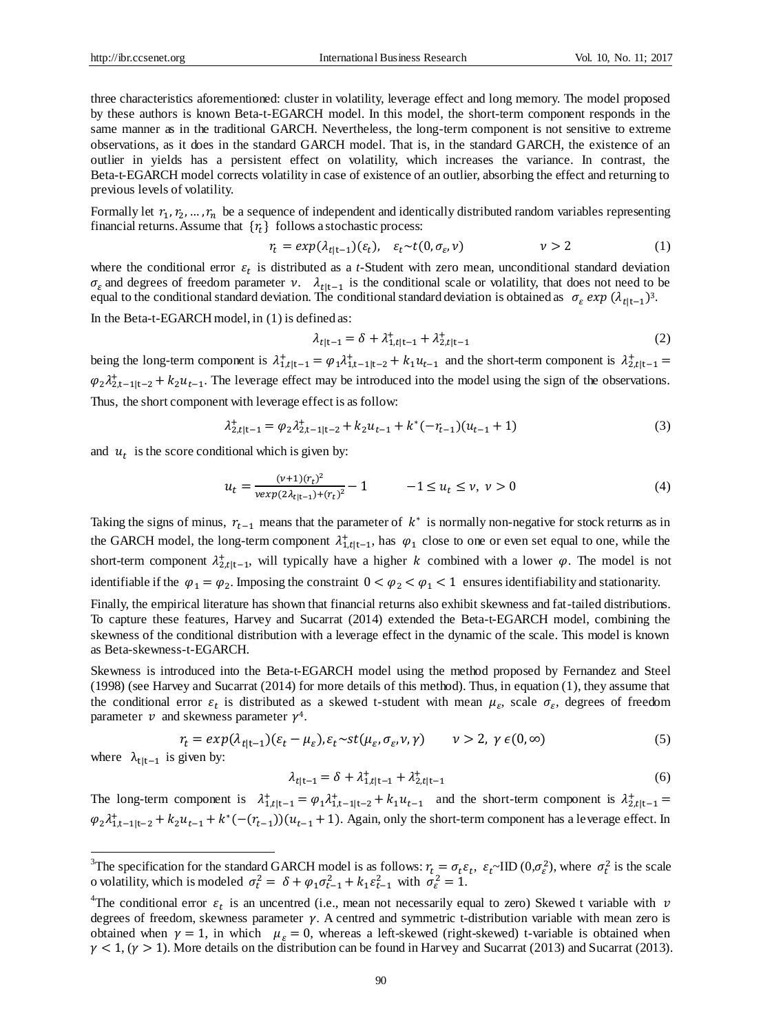three characteristics aforementioned: cluster in volatility, leverage effect and long memory. The model proposed by these authors is known Beta-t-EGARCH model. In this model, the short-term component responds in the same manner as in the traditional GARCH. Nevertheless, the long-term component is not sensitive to extreme observations, as it does in the standard GARCH model. That is, in the standard GARCH, the existence of an outlier in yields has a persistent effect on volatility, which increases the variance. In contrast, the Beta-t-EGARCH model corrects volatility in case of existence of an outlier, absorbing the effect and returning to previous levels of volatility.

Formally let $r_1, r_2, \ldots, r_n$ be a sequence of independent and identically distributed random variables representing financial returns. Assume that $\{r_t\}$ follows a stochastic process:

$$r_t = exp(\lambda_{t|t-1})(\varepsilon_t), \quad \varepsilon_t \sim t(0, \sigma_\varepsilon, \nu) \qquad \nu > 2 \tag{1}$$

where the conditional error $\varepsilon_t$ is distributed as a *t*-Student with zero mean, unconditional standard deviation $\sigma_\varepsilon$ and degrees of freedom parameter $\nu$. $\lambda_{t|t-1}$ is the conditional scale or volatility, that does not need to be equal to the conditional standard deviation. The conditional standard deviation is obtained as $\sigma_\varepsilon \, exp\,(\lambda_{t|t-1})$[3].

In the Beta-t-EGARCH model, in (1) is defined as:

$$\lambda_{t|t-1} = \delta + \lambda^{+}_{1,t|t-1} + \lambda^{+}_{2,t|t-1} \tag{2}$$

being the long-term component is $\lambda^{+}_{1,t|t-1} = \varphi_1 \lambda^{+}_{1,t-1|t-2} + k_1 u_{t-1}$ and the short-term component is $\lambda^{+}_{2,t|t-1} = \varphi_2 \lambda^{+}_{2,t-1|t-2} + k_2 u_{t-1}$. The leverage effect may be introduced into the model using the sign of the observations. Thus, the short component with leverage effect is as follow:

$$\lambda^{+}_{2,t|t-1} = \varphi_2 \lambda^{+}_{2,t-1|t-2} + k_2 u_{t-1} + k^{*}(-r_{t-1})(u_{t-1} + 1) \tag{3}$$

and $u_t$ is the score conditional which is given by:

$$u_t = \frac{(\nu+1)(r_t)^2}{\nu exp(2\lambda_{t|t-1}) + (r_t)^2} - 1 \qquad -1 \le u_t \le \nu, \; \nu > 0 \tag{4}$$

Taking the signs of minus, $r_{t-1}$ means that the parameter of $k^*$ is normally non-negative for stock returns as in the GARCH model, the long-term component $\lambda^{+}_{1,t|t-1}$, has $\varphi_1$ close to one or even set equal to one, while the short-term component $\lambda^{+}_{2,t|t-1}$, will typically have a higher $k$ combined with a lower $\varphi$. The model is not identifiable if the $\varphi_1 = \varphi_2$. Imposing the constraint $0 < \varphi_2 < \varphi_1 < 1$ ensures identifiability and stationarity.

Finally, the empirical literature has shown that financial returns also exhibit skewness and fat-tailed distributions. To capture these features, Harvey and Sucarrat (2014) extended the Beta-t-EGARCH model, combining the skewness of the conditional distribution with a leverage effect in the dynamic of the scale. This model is known as Beta-skewness-t-EGARCH.

Skewness is introduced into the Beta-t-EGARCH model using the method proposed by Fernandez and Steel (1998) (see Harvey and Sucarrat (2014) for more details of this method). Thus, in equation (1), they assume that the conditional error $\varepsilon_t$ is distributed as a skewed t-student with mean $\mu_\varepsilon$, scale $\sigma_\varepsilon$, degrees of freedom parameter $\nu$ and skewness parameter $\gamma$[4].

$$r_t = exp(\lambda_{t|t-1})(\varepsilon_t - \mu_\varepsilon), \varepsilon_t \sim st(\mu_\varepsilon, \sigma_\varepsilon, \nu, \gamma) \qquad \nu > 2, \; \gamma \in (0, \infty) \tag{5}$$

where $\lambda_{t|t-1}$ is given by:

$$\lambda_{t|t-1} = \delta + \lambda^{+}_{1,t|t-1} + \lambda^{+}_{2,t|t-1} \tag{6}$$

The long-term component is $\lambda^{+}_{1,t|t-1} = \varphi_1 \lambda^{+}_{1,t-1|t-2} + k_1 u_{t-1}$ and the short-term component is $\lambda^{+}_{2,t|t-1} = \varphi_2 \lambda^{+}_{1,t-1|t-2} + k_2 u_{t-1} + k^{*}(-(r_{t-1}))(u_{t-1} + 1)$. Again, only the short-term component has a leverage effect. In

---

[3] The specification for the standard GARCH model is as follows: $r_t = \sigma_t \varepsilon_t$, $\varepsilon_t \sim \text{IID}\,(0, \sigma^2_\varepsilon)$, where $\sigma^2_t$ is the scale o volatility, which is modeled $\sigma^2_t = \delta + \varphi_1 \sigma^2_{t-1} + k_1 \varepsilon^2_{t-1}$ with $\sigma^2_\varepsilon = 1$.

[4] The conditional error $\varepsilon_t$ is an uncentred (i.e., mean not necessarily equal to zero) Skewed t variable with $\nu$ degrees of freedom, skewness parameter $\gamma$. A centred and symmetric t-distribution variable with mean zero is obtained when $\gamma = 1$, in which $\mu_\varepsilon = 0$, whereas a left-skewed (right-skewed) t-variable is obtained when $\gamma < 1$, $(\gamma > 1)$. More details on the distribution can be found in Harvey and Sucarrat (2013) and Sucarrat (2013).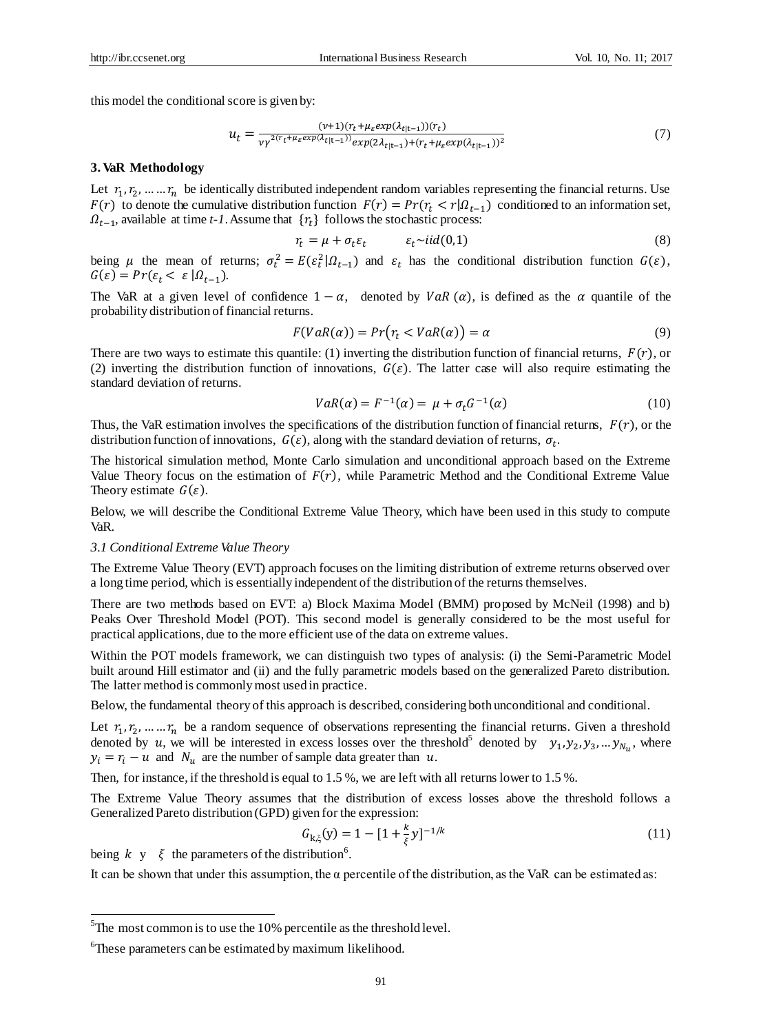this model the conditional score is given by:

$$u_t = \frac{(v+1)(r_t+\mu_\varepsilon exp(\lambda_{t|t-1}))(r_t)}{v\gamma^{2(r_t+\mu_\varepsilon exp(\lambda_{t|t-1}))}exp(2\lambda_{t|t-1})+(r_t+\mu_\varepsilon exp(\lambda_{t|t-1}))^2} \tag{7}$$

## 3. VaR Methodology

Let $r_1, r_2, \ldots \ldots r_n$ be identically distributed independent random variables representing the financial returns. Use $F(r)$ to denote the cumulative distribution function $F(r) = Pr(r_t < r|\Omega_{t-1})$ conditioned to an information set, $\Omega_{t-1}$, available at time *t-1*. Assume that $\{r_t\}$ follows the stochastic process:

$$r_t = \mu + \sigma_t \varepsilon_t \qquad \varepsilon_t \sim iid(0,1) \tag{8}$$

being $\mu$ the mean of returns; $\sigma_t^2 = E(\varepsilon_t^2|\Omega_{t-1})$ and $\varepsilon_t$ has the conditional distribution function $G(\varepsilon)$, $G(\varepsilon) = Pr(\varepsilon_t < \varepsilon|\Omega_{t-1})$.

The VaR at a given level of confidence $1-\alpha$, denoted by $VaR(\alpha)$, is defined as the $\alpha$ quantile of the probability distribution of financial returns.

$$F(VaR(\alpha)) = Pr(r_t < VaR(\alpha)) = \alpha \tag{9}$$

There are two ways to estimate this quantile: (1) inverting the distribution function of financial returns, $F(r)$, or (2) inverting the distribution function of innovations, $G(\varepsilon)$. The latter case will also require estimating the standard deviation of returns.

$$VaR(\alpha) = F^{-1}(\alpha) = \mu + \sigma_t G^{-1}(\alpha) \tag{10}$$

Thus, the VaR estimation involves the specifications of the distribution function of financial returns, $F(r)$, or the distribution function of innovations, $G(\varepsilon)$, along with the standard deviation of returns, $\sigma_t$.

The historical simulation method, Monte Carlo simulation and unconditional approach based on the Extreme Value Theory focus on the estimation of $F(r)$, while Parametric Method and the Conditional Extreme Value Theory estimate $G(\varepsilon)$.

Below, we will describe the Conditional Extreme Value Theory, which have been used in this study to compute VaR.

### 3.1 Conditional Extreme Value Theory

The Extreme Value Theory (EVT) approach focuses on the limiting distribution of extreme returns observed over a long time period, which is essentially independent of the distribution of the returns themselves.

There are two methods based on EVT: a) Block Maxima Model (BMM) proposed by McNeil (1998) and b) Peaks Over Threshold Model (POT). This second model is generally considered to be the most useful for practical applications, due to the more efficient use of the data on extreme values.

Within the POT models framework, we can distinguish two types of analysis: (i) the Semi-Parametric Model built around Hill estimator and (ii) and the fully parametric models based on the generalized Pareto distribution. The latter method is commonly most used in practice.

Below, the fundamental theory of this approach is described, considering both unconditional and conditional.

Let $r_1, r_2, \ldots \ldots r_n$ be a random sequence of observations representing the financial returns. Given a threshold denoted by $u$, we will be interested in excess losses over the threshold[5] denoted by $y_1, y_2, y_3, \ldots y_{N_u}$, where $y_i = r_i - u$ and $N_u$ are the number of sample data greater than $u$.

Then, for instance, if the threshold is equal to 1.5 %, we are left with all returns lower to 1.5 %.

The Extreme Value Theory assumes that the distribution of excess losses above the threshold follows a Generalized Pareto distribution (GPD) given for the expression:

$$G_{k,\xi}(y) = 1 - [1 + \frac{k}{\xi}y]^{-1/k} \tag{11}$$

being $k$ y $\xi$ the parameters of the distribution[6].

It can be shown that under this assumption, the α percentile of the distribution, as the VaR can be estimated as:

---

[5] The most common is to use the 10% percentile as the threshold level.

[6] These parameters can be estimated by maximum likelihood.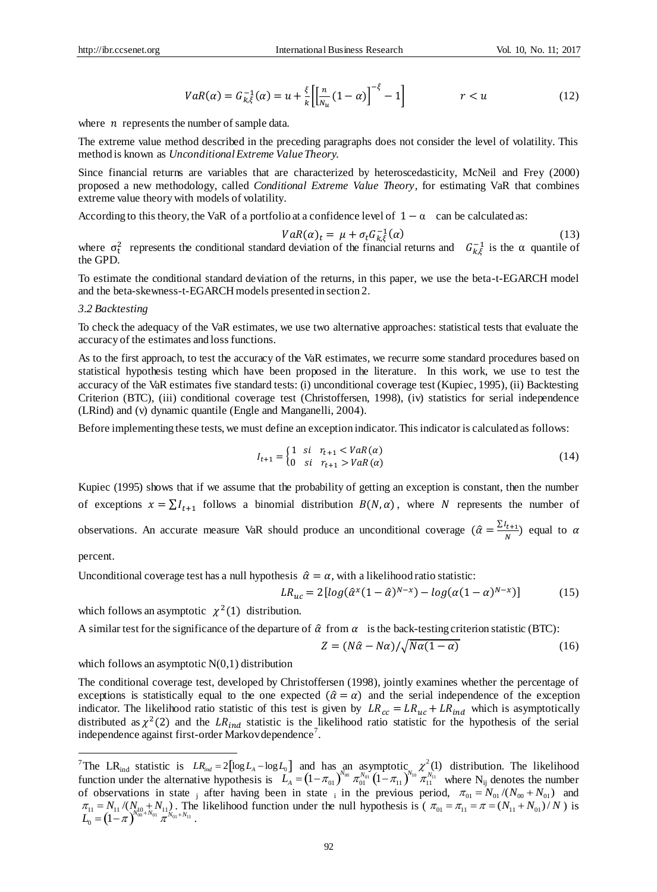$$VaR(\alpha) = G_{k,\xi}^{-1}(\alpha) = u + \frac{\xi}{k}\left[\left[\frac{n}{N_u}(1-\alpha)\right]^{-\xi} - 1\right] \qquad r < u \tag{12}$$

where $n$ represents the number of sample data.

The extreme value method described in the preceding paragraphs does not consider the level of volatility. This method is known as *Unconditional Extreme Value Theory*.

Since financial returns are variables that are characterized by heteroscedasticity, McNeil and Frey (2000) proposed a new methodology, called *Conditional Extreme Value Theory*, for estimating VaR that combines extreme value theory with models of volatility.

According to this theory, the VaR of a portfolio at a confidence level of $1-\alpha$ can be calculated as:

$$VaR(\alpha)_t = \mu + \sigma_t G_{k,\xi}^{-1}(\alpha) \tag{13}$$

where $\sigma_t^2$ represents the conditional standard deviation of the financial returns and $G_{k,\xi}^{-1}$ is the $\alpha$ quantile of the GPD.

To estimate the conditional standard deviation of the returns, in this paper, we use the beta-t-EGARCH model and the beta-skewness-t-EGARCH models presented in section 2.

### 3.2 Backtesting

To check the adequacy of the VaR estimates, we use two alternative approaches: statistical tests that evaluate the accuracy of the estimates and loss functions.

As to the first approach, to test the accuracy of the VaR estimates, we recurre some standard procedures based on statistical hypothesis testing which have been proposed in the literature. In this work, we use to test the accuracy of the VaR estimates five standard tests: (i) unconditional coverage test (Kupiec, 1995), (ii) Backtesting Criterion (BTC), (iii) conditional coverage test (Christoffersen, 1998), (iv) statistics for serial independence (LRind) and (v) dynamic quantile (Engle and Manganelli, 2004).

Before implementing these tests, we must define an exception indicator. This indicator is calculated as follows:

$$I_{t+1} = \begin{cases} 1 & si \quad r_{t+1} < VaR(\alpha) \\ 0 & si \quad r_{t+1} > VaR(\alpha) \end{cases} \tag{14}$$

Kupiec (1995) shows that if we assume that the probability of getting an exception is constant, then the number of exceptions $x = \sum I_{t+1}$ follows a binomial distribution $B(N, \alpha)$, where $N$ represents the number of observations. An accurate measure VaR should produce an unconditional coverage ($\hat{\alpha} = \frac{\sum I_{t+1}}{N}$) equal to $\alpha$ percent.

Unconditional coverage test has a null hypothesis $\hat{\alpha} = \alpha$, with a likelihood ratio statistic:

$$LR_{uc} = 2\left[log(\hat{\alpha}^x(1-\hat{\alpha})^{N-x}) - log(\alpha(1-\alpha)^{N-x})\right] \tag{15}$$

which follows an asymptotic $\chi^2(1)$ distribution.

A similar test for the significance of the departure of $\hat{\alpha}$ from $\alpha$ is the back-testing criterion statistic (BTC):

$$Z = (N\hat{\alpha} - N\alpha)/\sqrt{N\alpha(1-\alpha)} \tag{16}$$

which follows an asymptotic N(0,1) distribution

The conditional coverage test, developed by Christoffersen (1998), jointly examines whether the percentage of exceptions is statistically equal to the one expected ($\hat{\alpha} = \alpha$) and the serial independence of the exception indicator. The likelihood ratio statistic of this test is given by $LR_{cc} = LR_{uc} + LR_{ind}$ which is asymptotically distributed as $\chi^2(2)$ and the $LR_{ind}$ statistic is the likelihood ratio statistic for the hypothesis of the serial independence against first-order Markov dependence[7].

---

[7] The $LR_{ind}$ statistic is $LR_{ind} = 2[\log L_A - \log L_0]$ and has an asymptotic $\chi^2(1)$ distribution. The likelihood function under the alternative hypothesis is $L_A = (1-\pi_{01})^{N_{00}} \pi_{01}^{N_{01}} (1-\pi_{11})^{N_{10}} \pi_{11}^{N_{11}}$ where $N_{ij}$ denotes the number of observations in state $_j$ after having been in state $_i$ in the previous period, $\pi_{01} = N_{01}/(N_{00}+N_{01})$ and $\pi_{11} = N_{11}/(N_{10}+N_{11})$. The likelihood function under the null hypothesis is ( $\pi_{01} = \pi_{11} = \pi = (N_{11}+N_{01})/N$ ) is $L_0 = (1-\pi)^{N_{00}+N_{01}} \pi^{N_{01}+N_{11}}$.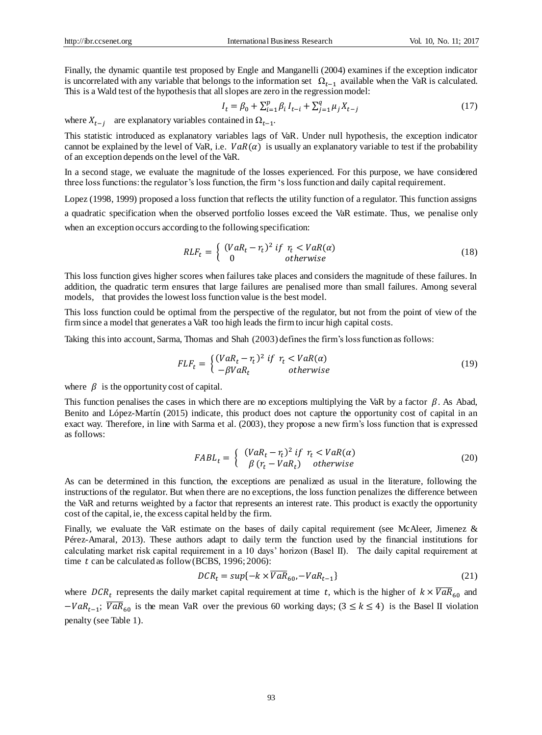Finally, the dynamic quantile test proposed by Engle and Manganelli (2004) examines if the exception indicator is uncorrelated with any variable that belongs to the information set $\Omega_{t-1}$ available when the VaR is calculated. This is a Wald test of the hypothesis that all slopes are zero in the regression model:

$$I_t = \beta_0 + \sum_{i=1}^{p} \beta_i I_{t-i} + \sum_{j=1}^{q} \mu_j X_{t-j} \tag{17}$$

where $X_{t-j}$ are explanatory variables contained in $\Omega_{t-1}$.

This statistic introduced as explanatory variables lags of VaR. Under null hypothesis, the exception indicator cannot be explained by the level of VaR, i.e. $VaR(\alpha)$ is usually an explanatory variable to test if the probability of an exception depends on the level of the VaR.

In a second stage, we evaluate the magnitude of the losses experienced. For this purpose, we have considered three loss functions: the regulator's loss function, the firm 's loss function and daily capital requirement.

Lopez (1998, 1999) proposed a loss function that reflects the utility function of a regulator. This function assigns a quadratic specification when the observed portfolio losses exceed the VaR estimate. Thus, we penalise only when an exception occurs according to the following specification:

$$RLF_t = \begin{cases} (VaR_t - r_t)^2 & if \;\; r_t < VaR(\alpha) \\ 0 & otherwise \end{cases} \tag{18}$$

This loss function gives higher scores when failures takes places and considers the magnitude of these failures. In addition, the quadratic term ensures that large failures are penalised more than small failures. Among several models, that provides the lowest loss function value is the best model.

This loss function could be optimal from the perspective of the regulator, but not from the point of view of the firm since a model that generates a VaR too high leads the firm to incur high capital costs.

Taking this into account, Sarma, Thomas and Shah (2003) defines the firm's loss function as follows:

$$FLF_t = \begin{cases} (VaR_t - r_t)^2 & if \;\; r_t < VaR(\alpha) \\ -\beta VaR_t & otherwise \end{cases} \tag{19}$$

where $\beta$ is the opportunity cost of capital.

This function penalises the cases in which there are no exceptions multiplying the VaR by a factor $\beta$. As Abad, Benito and López-Martín (2015) indicate, this product does not capture the opportunity cost of capital in an exact way. Therefore, in line with Sarma et al. (2003), they propose a new firm's loss function that is expressed as follows:

$$FABL_t = \begin{cases} (VaR_t - r_t)^2 & if \;\; r_t < VaR(\alpha) \\ \beta\,(r_t - VaR_t) & otherwise \end{cases} \tag{20}$$

As can be determined in this function, the exceptions are penalized as usual in the literature, following the instructions of the regulator. But when there are no exceptions, the loss function penalizes the difference between the VaR and returns weighted by a factor that represents an interest rate. This product is exactly the opportunity cost of the capital, ie, the excess capital held by the firm.

Finally, we evaluate the VaR estimate on the bases of daily capital requirement (see McAleer, Jimenez & Pérez-Amaral, 2013). These authors adapt to daily term the function used by the financial institutions for calculating market risk capital requirement in a 10 days' horizon (Basel II). The daily capital requirement at time $t$ can be calculated as follow (BCBS, 1996; 2006):

$$DCR_t = sup\{-k \times \overline{VaR}_{60}, -VaR_{t-1}\} \tag{21}$$

where $DCR_t$ represents the daily market capital requirement at time $t$, which is the higher of $k \times \overline{VaR}_{60}$ and $-VaR_{t-1}$; $\overline{VaR}_{60}$ is the mean VaR over the previous 60 working days; $(3 \leq k \leq 4)$ is the Basel II violation penalty (see Table 1).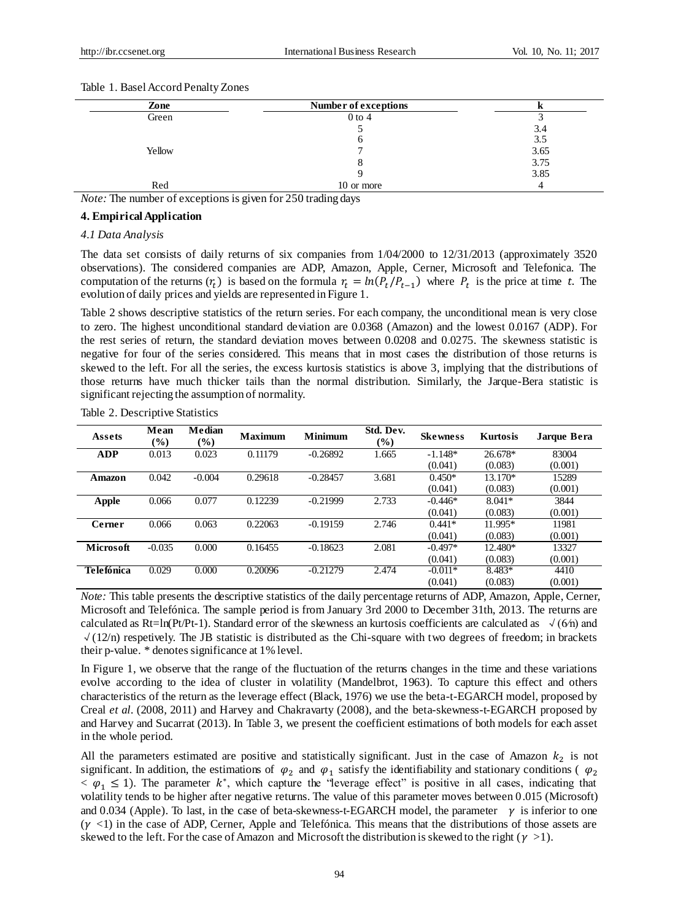Table 1. Basel Accord Penalty Zones

| Zone | Number of exceptions | k |
|---|---|---|
| Green | 0 to 4 | 3 |
| | 5 | 3.4 |
| | 6 | 3.5 |
| Yellow | 7 | 3.65 |
| | 8 | 3.75 |
| | 9 | 3.85 |
| Red | 10 or more | 4 |

*Note:* The number of exceptions is given for 250 trading days

## 4. Empirical Application

### *4.1 Data Analysis*

The data set consists of daily returns of six companies from 1/04/2000 to 12/31/2013 (approximately 3520 observations). The considered companies are ADP, Amazon, Apple, Cerner, Microsoft and Telefonica. The computation of the returns ($r_t$) is based on the formula $r_t = ln(P_t/P_{t-1})$ where $P_t$ is the price at time $t$. The evolution of daily prices and yields are represented in Figure 1.

Table 2 shows descriptive statistics of the return series. For each company, the unconditional mean is very close to zero. The highest unconditional standard deviation are 0.0368 (Amazon) and the lowest 0.0167 (ADP). For the rest series of return, the standard deviation moves between 0.0208 and 0.0275. The skewness statistic is negative for four of the series considered. This means that in most cases the distribution of those returns is skewed to the left. For all the series, the excess kurtosis statistics is above 3, implying that the distributions of those returns have much thicker tails than the normal distribution. Similarly, the Jarque-Bera statistic is significant rejecting the assumption of normality.

Table 2. Descriptive Statistics

| Assets | Mean (%) | Median (%) | Maximum | Minimum | Std. Dev. (%) | Skewness | Kurtosis | Jarque Bera |
|---|---|---|---|---|---|---|---|---|
| **ADP** | 0.013 | 0.023 | 0.11179 | -0.26892 | 1.665 | -1.148* | 26.678* | 83004 |
| | | | | | | (0.041) | (0.083) | (0.001) |
| **Amazon** | 0.042 | -0.004 | 0.29618 | -0.28457 | 3.681 | 0.450* | 13.170* | 15289 |
| | | | | | | (0.041) | (0.083) | (0.001) |
| **Apple** | 0.066 | 0.077 | 0.12239 | -0.21999 | 2.733 | -0.446* | 8.041* | 3844 |
| | | | | | | (0.041) | (0.083) | (0.001) |
| **Cerner** | 0.066 | 0.063 | 0.22063 | -0.19159 | 2.746 | 0.441* | 11.995* | 11981 |
| | | | | | | (0.041) | (0.083) | (0.001) |
| **Microsoft** | -0.035 | 0.000 | 0.16455 | -0.18623 | 2.081 | -0.497* | 12.480* | 13327 |
| | | | | | | (0.041) | (0.083) | (0.001) |
| **Telefónica** | 0.029 | 0.000 | 0.20096 | -0.21279 | 2.474 | -0.011* | 8.483* | 4410 |
| | | | | | | (0.041) | (0.083) | (0.001) |

*Note:* This table presents the descriptive statistics of the daily percentage returns of ADP, Amazon, Apple, Cerner, Microsoft and Telefónica. The sample period is from January 3rd 2000 to December 31th, 2013. The returns are calculated as Rt=ln(Pt/Pt-1). Standard error of the skewness an kurtosis coefficients are calculated as $\sqrt{(6/n)}$ and $\sqrt{(12/n)}$ respetively. The JB statistic is distributed as the Chi-square with two degrees of freedom; in brackets their p-value. * denotes significance at 1% level.

In Figure 1, we observe that the range of the fluctuation of the returns changes in the time and these variations evolve according to the idea of cluster in volatility (Mandelbrot, 1963). To capture this effect and others characteristics of the return as the leverage effect (Black, 1976) we use the beta-t-EGARCH model, proposed by Creal *et al.* (2008, 2011) and Harvey and Chakravarty (2008), and the beta-skewness-t-EGARCH proposed by and Harvey and Sucarrat (2013). In Table 3, we present the coefficient estimations of both models for each asset in the whole period.

All the parameters estimated are positive and statistically significant. Just in the case of Amazon $k_2$ is not significant. In addition, the estimations of $\varphi_2$ and $\varphi_1$ satisfy the identifiability and stationary conditions ( $\varphi_2 < \varphi_1 \leq 1$). The parameter $k^*$, which capture the "leverage effect" is positive in all cases, indicating that volatility tends to be higher after negative returns. The value of this parameter moves between 0.015 (Microsoft) and 0.034 (Apple). To last, in the case of beta-skewness-t-EGARCH model, the parameter $\gamma$ is inferior to one ($\gamma < 1$) in the case of ADP, Cerner, Apple and Telefónica. This means that the distributions of those assets are skewed to the left. For the case of Amazon and Microsoft the distribution is skewed to the right ($\gamma > 1$).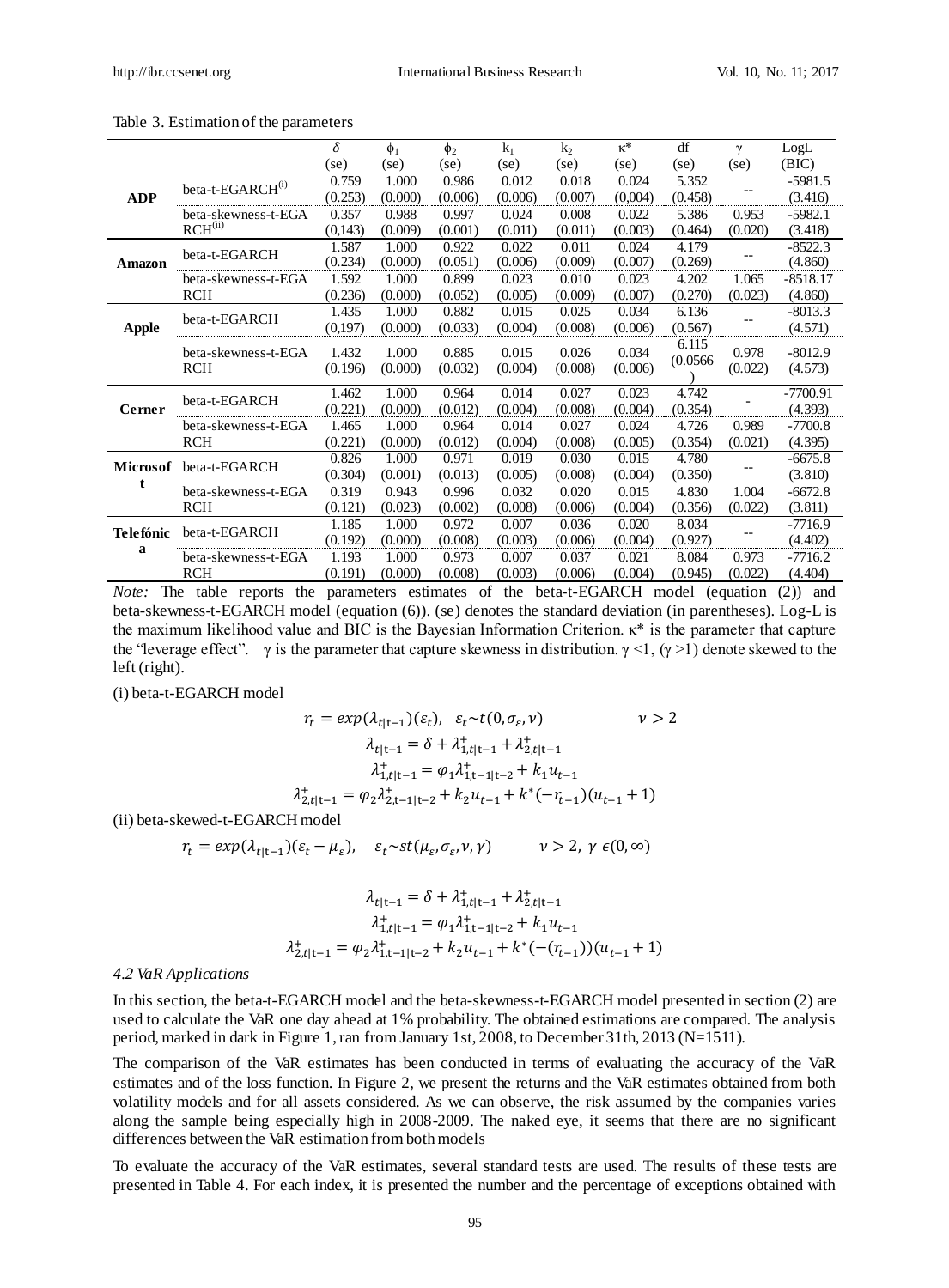Table 3. Estimation of the parameters

| | | $\delta$ (se) | $\phi_1$ (se) | $\phi_2$ (se) | $k_1$ (se) | $k_2$ (se) | $\kappa^*$ (se) | df (se) | $\gamma$ (se) | LogL (BIC) |
|---|---|---|---|---|---|---|---|---|---|---|
| **ADP** | beta-t-EGARCH[(i)] | 0.759 (0.253) | 1.000 (0.000) | 0.986 (0.006) | 0.012 (0.006) | 0.018 (0.007) | 0.024 (0,004) | 5.352 (0.458) | -- | -5981.5 (3.416) |
| | beta-skewness-t-EGARCH[(ii)] | 0.357 (0,143) | 0.988 (0.009) | 0.997 (0.001) | 0.024 (0.011) | 0.008 (0.011) | 0.022 (0.003) | 5.386 (0.464) | 0.953 (0.020) | -5982.1 (3.418) |
| **Amazon** | beta-t-EGARCH | 1.587 (0.234) | 1.000 (0.000) | 0.922 (0.051) | 0.022 (0.006) | 0.011 (0.009) | 0.024 (0.007) | 4.179 (0.269) | -- | -8522.3 (4.860) |
| | beta-skewness-t-EGARCH | 1.592 (0.236) | 1.000 (0.000) | 0.899 (0.052) | 0.023 (0.005) | 0.010 (0.009) | 0.023 (0.007) | 4.202 (0.270) | 1.065 (0.023) | -8518.17 (4.860) |
| **Apple** | beta-t-EGARCH | 1.435 (0,197) | 1.000 (0.000) | 0.882 (0.033) | 0.015 (0.004) | 0.025 (0.008) | 0.034 (0.006) | 6.136 (0.567) | -- | -8013.3 (4.571) |
| | beta-skewness-t-EGARCH | 1.432 (0.196) | 1.000 (0.000) | 0.885 (0.032) | 0.015 (0.004) | 0.026 (0.008) | 0.034 (0.006) | 6.115 (0.0566) | 0.978 (0.022) | -8012.9 (4.573) |
| **Cerner** | beta-t-EGARCH | 1.462 (0.221) | 1.000 (0.000) | 0.964 (0.012) | 0.014 (0.004) | 0.027 (0.008) | 0.023 (0.004) | 4.742 (0.354) | - | -7700.91 (4.393) |
| | beta-skewness-t-EGARCH | 1.465 (0.221) | 1.000 (0.000) | 0.964 (0.012) | 0.014 (0.004) | 0.027 (0.008) | 0.024 (0.005) | 4.726 (0.354) | 0.989 (0.021) | -7700.8 (4.395) |
| **Microsoft** | beta-t-EGARCH | 0.826 (0.304) | 1.000 (0.001) | 0.971 (0.013) | 0.019 (0.005) | 0.030 (0.008) | 0.015 (0.004) | 4.780 (0.350) | -- | -6675.8 (3.810) |
| | beta-skewness-t-EGARCH | 0.319 (0.121) | 0.943 (0.023) | 0.996 (0.002) | 0.032 (0.008) | 0.020 (0.006) | 0.015 (0.004) | 4.830 (0.356) | 1.004 (0.022) | -6672.8 (3.811) |
| **Telefónica** | beta-t-EGARCH | 1.185 (0.192) | 1.000 (0.000) | 0.972 (0.008) | 0.007 (0.003) | 0.036 (0.006) | 0.020 (0.004) | 8.034 (0.927) | -- | -7716.9 (4.402) |
| | beta-skewness-t-EGARCH | 1.193 (0.191) | 1.000 (0.000) | 0.973 (0.008) | 0.007 (0.003) | 0.037 (0.006) | 0.021 (0.004) | 8.084 (0.945) | 0.973 (0.022) | -7716.2 (4.404) |

*Note:* The table reports the parameters estimates of the beta-t-EGARCH model (equation (2)) and beta-skewness-t-EGARCH model (equation (6)). (se) denotes the standard deviation (in parentheses). Log-L is the maximum likelihood value and BIC is the Bayesian Information Criterion. κ* is the parameter that capture the "leverage effect". γ is the parameter that capture skewness in distribution. γ <1, (γ >1) denote skewed to the left (right).

(i) beta-t-EGARCH model

$$r_t = exp(\lambda_{t|t-1})(\varepsilon_t), \quad \varepsilon_t \sim t(0, \sigma_\varepsilon, \nu) \qquad \nu > 2$$

$$\lambda_{t|t-1} = \delta + \lambda^+_{1,t|t-1} + \lambda^+_{2,t|t-1}$$

$$\lambda^+_{1,t|t-1} = \varphi_1 \lambda^+_{1,t-1|t-2} + k_1 u_{t-1}$$

$$\lambda^+_{2,t|t-1} = \varphi_2 \lambda^+_{2,t-1|t-2} + k_2 u_{t-1} + k^*(-r_{t-1})(u_{t-1}+1)$$

(ii) beta-skewed-t-EGARCH model

$$r_t = exp(\lambda_{t|t-1})(\varepsilon_t - \mu_\varepsilon), \quad \varepsilon_t \sim st(\mu_\varepsilon, \sigma_\varepsilon, \nu, \gamma) \qquad \nu > 2,\ \gamma \in (0, \infty)$$

$$\lambda_{t|t-1} = \delta + \lambda^+_{1,t|t-1} + \lambda^+_{2,t|t-1}$$

$$\lambda^+_{1,t|t-1} = \varphi_1 \lambda^+_{1,t-1|t-2} + k_1 u_{t-1}$$

$$\lambda^+_{2,t|t-1} = \varphi_2 \lambda^+_{1,t-1|t-2} + k_2 u_{t-1} + k^*(-(r_{t-1}))(u_{t-1}+1)$$

*4.2 VaR Applications*

In this section, the beta-t-EGARCH model and the beta-skewness-t-EGARCH model presented in section (2) are used to calculate the VaR one day ahead at 1% probability. The obtained estimations are compared. The analysis period, marked in dark in Figure 1, ran from January 1st, 2008, to December 31th, 2013 (N=1511).

The comparison of the VaR estimates has been conducted in terms of evaluating the accuracy of the VaR estimates and of the loss function. In Figure 2, we present the returns and the VaR estimates obtained from both volatility models and for all assets considered. As we can observe, the risk assumed by the companies varies along the sample being especially high in 2008-2009. The naked eye, it seems that there are no significant differences between the VaR estimation from both models

To evaluate the accuracy of the VaR estimates, several standard tests are used. The results of these tests are presented in Table 4. For each index, it is presented the number and the percentage of exceptions obtained with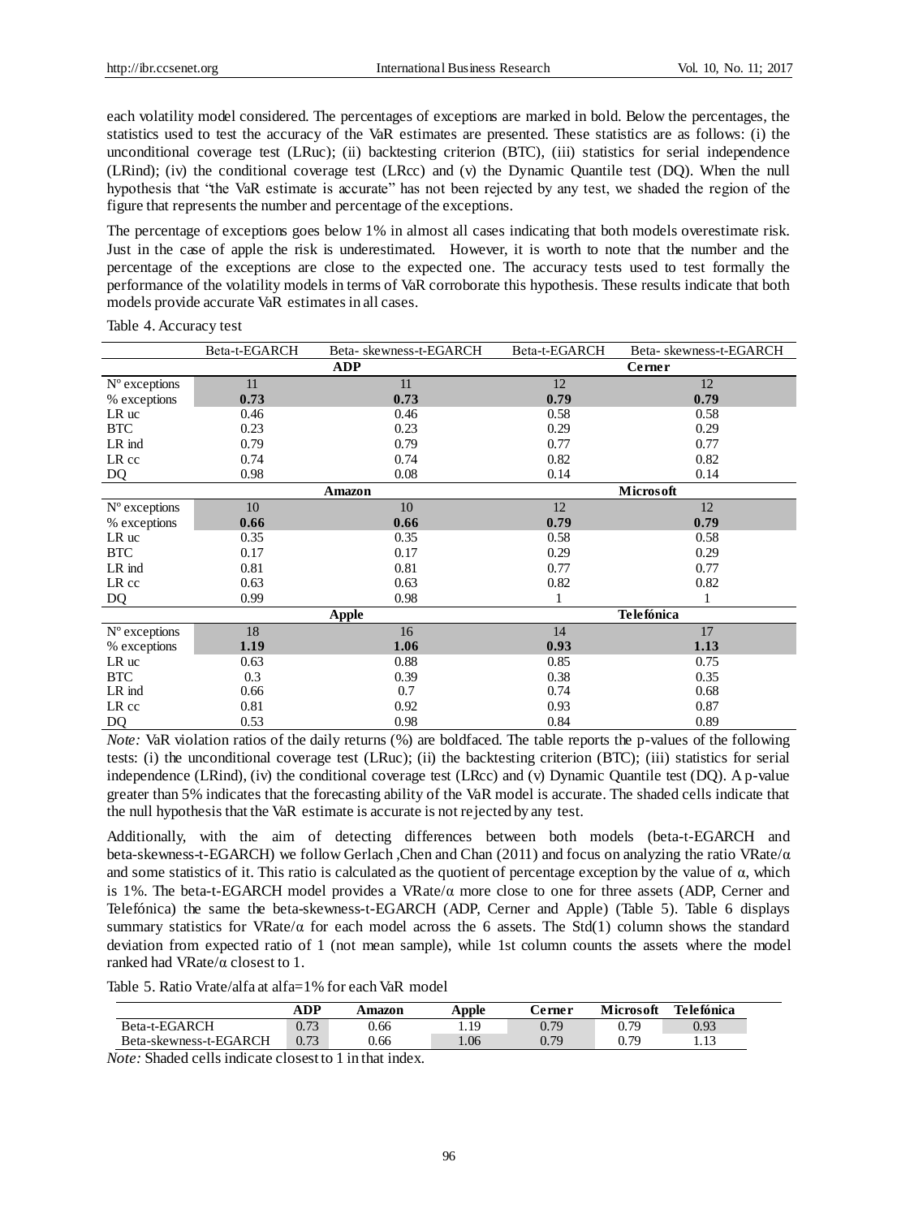each volatility model considered. The percentages of exceptions are marked in bold. Below the percentages, the statistics used to test the accuracy of the VaR estimates are presented. These statistics are as follows: (i) the unconditional coverage test (LRuc); (ii) backtesting criterion (BTC), (iii) statistics for serial independence (LRind); (iv) the conditional coverage test (LRcc) and (v) the Dynamic Quantile test (DQ). When the null hypothesis that "the VaR estimate is accurate" has not been rejected by any test, we shaded the region of the figure that represents the number and percentage of the exceptions.

The percentage of exceptions goes below 1% in almost all cases indicating that both models overestimate risk. Just in the case of apple the risk is underestimated. However, it is worth to note that the number and the percentage of the exceptions are close to the expected one. The accuracy tests used to test formally the performance of the volatility models in terms of VaR corroborate this hypothesis. These results indicate that both models provide accurate VaR estimates in all cases.

Table 4. Accuracy test

| | Beta-t-EGARCH | Beta- skewness-t-EGARCH | Beta-t-EGARCH | Beta- skewness-t-EGARCH |
|---|---|---|---|---|
| | **ADP** | | **Cerner** | |
| Nº exceptions | 11 | 11 | 12 | 12 |
| % exceptions | **0.73** | **0.73** | **0.79** | **0.79** |
| LR uc | 0.46 | 0.46 | 0.58 | 0.58 |
| BTC | 0.23 | 0.23 | 0.29 | 0.29 |
| LR ind | 0.79 | 0.79 | 0.77 | 0.77 |
| LR cc | 0.74 | 0.74 | 0.82 | 0.82 |
| DQ | 0.98 | 0.08 | 0.14 | 0.14 |
| | **Amazon** | | **Microsoft** | |
| Nº exceptions | 10 | 10 | 12 | 12 |
| % exceptions | **0.66** | **0.66** | **0.79** | **0.79** |
| LR uc | 0.35 | 0.35 | 0.58 | 0.58 |
| BTC | 0.17 | 0.17 | 0.29 | 0.29 |
| LR ind | 0.81 | 0.81 | 0.77 | 0.77 |
| LR cc | 0.63 | 0.63 | 0.82 | 0.82 |
| DQ | 0.99 | 0.98 | 1 | 1 |
| | **Apple** | | **Telefónica** | |
| Nº exceptions | 18 | 16 | 14 | 17 |
| % exceptions | **1.19** | **1.06** | **0.93** | **1.13** |
| LR uc | 0.63 | 0.88 | 0.85 | 0.75 |
| BTC | 0.3 | 0.39 | 0.38 | 0.35 |
| LR ind | 0.66 | 0.7 | 0.74 | 0.68 |
| LR cc | 0.81 | 0.92 | 0.93 | 0.87 |
| DQ | 0.53 | 0.98 | 0.84 | 0.89 |

*Note:* VaR violation ratios of the daily returns (%) are boldfaced. The table reports the p-values of the following tests: (i) the unconditional coverage test (LRuc); (ii) the backtesting criterion (BTC); (iii) statistics for serial independence (LRind), (iv) the conditional coverage test (LRcc) and (v) Dynamic Quantile test (DQ). A p-value greater than 5% indicates that the forecasting ability of the VaR model is accurate. The shaded cells indicate that the null hypothesis that the VaR estimate is accurate is not rejected by any test.

Additionally, with the aim of detecting differences between both models (beta-t-EGARCH and beta-skewness-t-EGARCH) we follow Gerlach ,Chen and Chan (2011) and focus on analyzing the ratio VRate/$\alpha$ and some statistics of it. This ratio is calculated as the quotient of percentage exception by the value of $\alpha$, which is 1%. The beta-t-EGARCH model provides a VRate/$\alpha$ more close to one for three assets (ADP, Cerner and Telefónica) the same the beta-skewness-t-EGARCH (ADP, Cerner and Apple) (Table 5). Table 6 displays summary statistics for VRate/$\alpha$ for each model across the 6 assets. The Std(1) column shows the standard deviation from expected ratio of 1 (not mean sample), while 1st column counts the assets where the model ranked had VRate/$\alpha$ closest to 1.

Table 5. Ratio Vrate/alfa at alfa=1% for each VaR model

| | ADP | Amazon | Apple | Cerner | Microsoft | Telefónica |
|---|---|---|---|---|---|---|
| Beta-t-EGARCH | 0.73 | 0.66 | 1.19 | 0.79 | 0.79 | 0.93 |
| Beta-skewness-t-EGARCH | 0.73 | 0.66 | 1.06 | 0.79 | 0.79 | 1.13 |

*Note:* Shaded cells indicate closest to 1 in that index.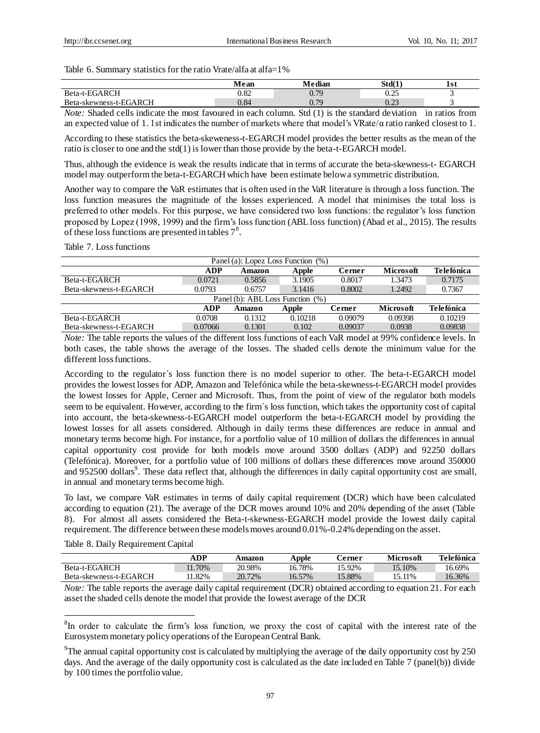Table 6. Summary statistics for the ratio Vrate/alfa at alfa=1%

| | Mean | Median | Std(1) | 1st |
|---|---|---|---|---|
| Beta-t-EGARCH | 0.82 | 0.79 | 0.25 | 3 |
| Beta-skewness-t-EGARCH | 0.84 | 0.79 | 0.23 | 3 |

*Note:* Shaded cells indicate the most favoured in each column. Std (1) is the standard deviation in ratios from an expected value of 1. 1st indicates the number of markets where that model's VRate/α ratio ranked closest to 1.

According to these statistics the beta-skeweness-t-EGARCH model provides the better results as the mean of the ratio is closer to one and the std(1) is lower than those provide by the beta-t-EGARCH model.

Thus, although the evidence is weak the results indicate that in terms of accurate the beta-skewness-t- EGARCH model may outperform the beta-t-EGARCH which have been estimate below a symmetric distribution.

Another way to compare the VaR estimates that is often used in the VaR literature is through a loss function. The loss function measures the magnitude of the losses experienced. A model that minimises the total loss is preferred to other models. For this purpose, we have considered two loss functions: the regulator's loss function proposed by Lopez (1998, 1999) and the firm's loss function (ABL loss function) (Abad et al., 2015). The results of these loss functions are presented in tables 7[8].

Table 7. Loss functions

| Panel (a): Lopez Loss Function (%) | | | | | | |
|---|---|---|---|---|---|---|
| | ADP | Amazon | Apple | Cerner | Microsoft | Telefónica |
| Beta-t-EGARCH | 0.0721 | 0.5856 | 3.1905 | 0.8017 | 1.3473 | 0.7175 |
| Beta-skewness-t-EGARCH | 0.0793 | 0.6757 | 3.1416 | 0.8002 | 1.2492 | 0.7367 |
| **Panel (b): ABL Loss Function (%)** | | | | | | |
| | ADP | Amazon | Apple | Cerner | Microsoft | Telefónica |
| Beta-t-EGARCH | 0.0708 | 0.1312 | 0.10218 | 0.09079 | 0.09398 | 0.10219 |
| Beta-skewness-t-EGARCH | 0.07066 | 0.1301 | 0.102 | 0.09037 | 0.0938 | 0.09838 |

*Note:* The table reports the values of the different loss functions of each VaR model at 99% confidence levels. In both cases, the table shows the average of the losses. The shaded cells denote the minimum value for the different loss functions.

According to the regulator´s loss function there is no model superior to other. The beta-t-EGARCH model provides the lowest losses for ADP, Amazon and Telefónica while the beta-skewness-t-EGARCH model provides the lowest losses for Apple, Cerner and Microsoft. Thus, from the point of view of the regulator both models seem to be equivalent. However, according to the firm´s loss function, which takes the opportunity cost of capital into account, the beta-skewness-t-EGARCH model outperform the beta-t-EGARCH model by providing the lowest losses for all assets considered. Although in daily terms these differences are reduce in annual and monetary terms become high. For instance, for a portfolio value of 10 million of dollars the differences in annual capital opportunity cost provide for both models move around 3500 dollars (ADP) and 92250 dollars (Telefónica). Moreover, for a portfolio value of 100 millions of dollars these differences move around 350000 and 952500 dollars[9]. These data reflect that, although the differences in daily capital opportunity cost are small, in annual and monetary terms become high.

To last, we compare VaR estimates in terms of daily capital requirement (DCR) which have been calculated according to equation (21). The average of the DCR moves around 10% and 20% depending of the asset (Table 8). For almost all assets considered the Beta-t-skewness-EGARCH model provide the lowest daily capital requirement. The difference between these models moves around 0.01%-0.24% depending on the asset.

Table 8. Daily Requirement Capital

| | ADP | Amazon | Apple | Cerner | Microsoft | Telefónica |
|---|---|---|---|---|---|---|
| Beta-t-EGARCH | 11.70% | 20.98% | 16.78% | 15.92% | 15.10% | 16.69% |
| Beta-skewness-t-EGARCH | 11.82% | 20.72% | 16.57% | 15.88% | 15.11% | 16.36% |

*Note:* The table reports the average daily capital requirement (DCR) obtained according to equation 21. For each asset the shaded cells denote the model that provide the lowest average of the DCR

[8] In order to calculate the firm's loss function, we proxy the cost of capital with the interest rate of the Eurosystem monetary policy operations of the European Central Bank.

[9] The annual capital opportunity cost is calculated by multiplying the average of the daily opportunity cost by 250 days. And the average of the daily opportunity cost is calculated as the date included en Table 7 (panel(b)) divide by 100 times the portfolio value.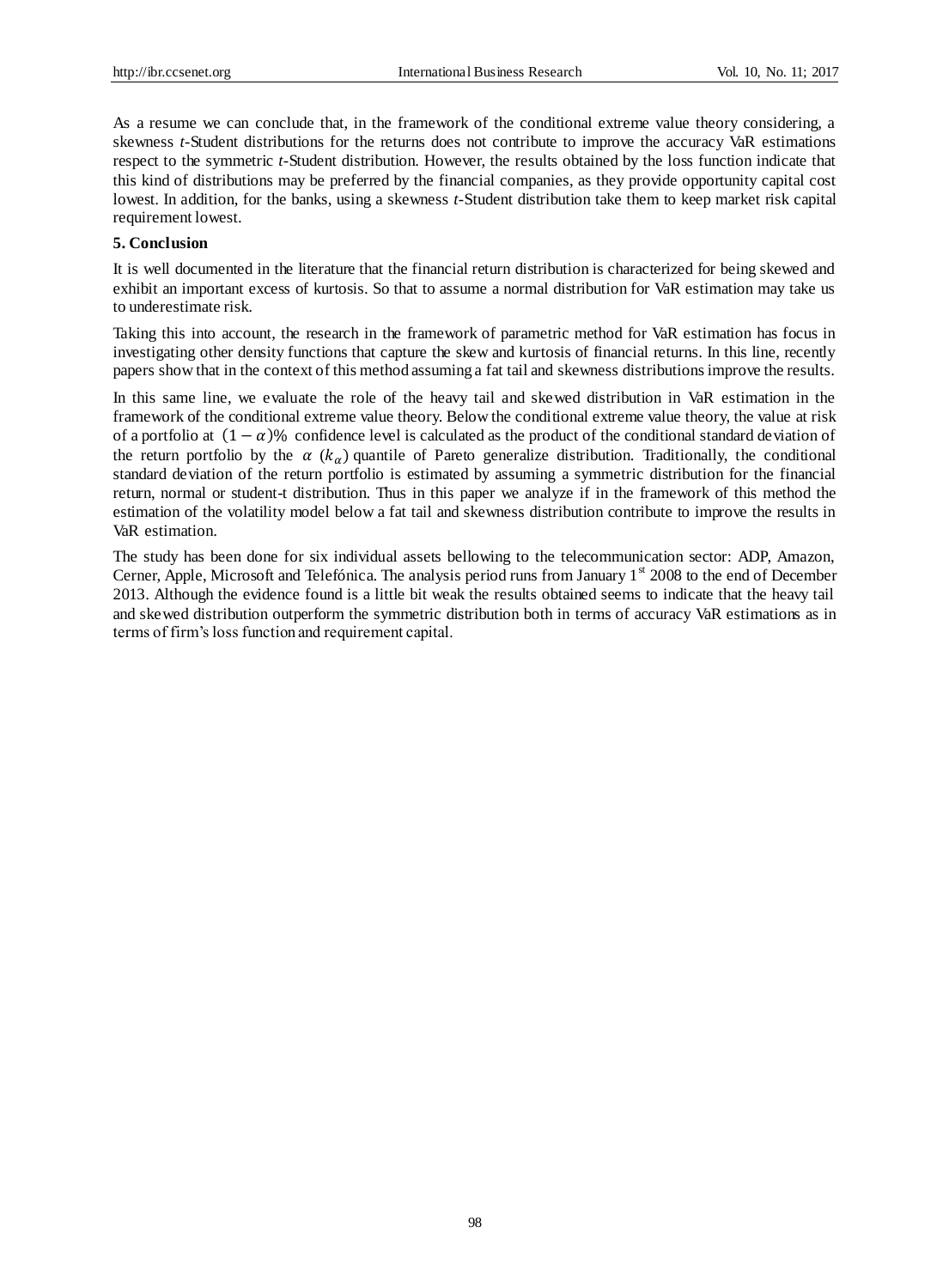As a resume we can conclude that, in the framework of the conditional extreme value theory considering, a skewness *t*-Student distributions for the returns does not contribute to improve the accuracy VaR estimations respect to the symmetric *t*-Student distribution. However, the results obtained by the loss function indicate that this kind of distributions may be preferred by the financial companies, as they provide opportunity capital cost lowest. In addition, for the banks, using a skewness *t*-Student distribution take them to keep market risk capital requirement lowest.

## 5. Conclusion

It is well documented in the literature that the financial return distribution is characterized for being skewed and exhibit an important excess of kurtosis. So that to assume a normal distribution for VaR estimation may take us to underestimate risk.

Taking this into account, the research in the framework of parametric method for VaR estimation has focus in investigating other density functions that capture the skew and kurtosis of financial returns. In this line, recently papers show that in the context of this method assuming a fat tail and skewness distributions improve the results.

In this same line, we evaluate the role of the heavy tail and skewed distribution in VaR estimation in the framework of the conditional extreme value theory. Below the conditional extreme value theory, the value at risk of a portfolio at $(1-\alpha)\%$ confidence level is calculated as the product of the conditional standard deviation of the return portfolio by the $\alpha$ $(k_{\alpha})$ quantile of Pareto generalize distribution. Traditionally, the conditional standard deviation of the return portfolio is estimated by assuming a symmetric distribution for the financial return, normal or student-t distribution. Thus in this paper we analyze if in the framework of this method the estimation of the volatility model below a fat tail and skewness distribution contribute to improve the results in VaR estimation.

The study has been done for six individual assets bellowing to the telecommunication sector: ADP, Amazon, Cerner, Apple, Microsoft and Telefónica. The analysis period runs from January 1st 2008 to the end of December 2013. Although the evidence found is a little bit weak the results obtained seems to indicate that the heavy tail and skewed distribution outperform the symmetric distribution both in terms of accuracy VaR estimations as in terms of firm's loss function and requirement capital.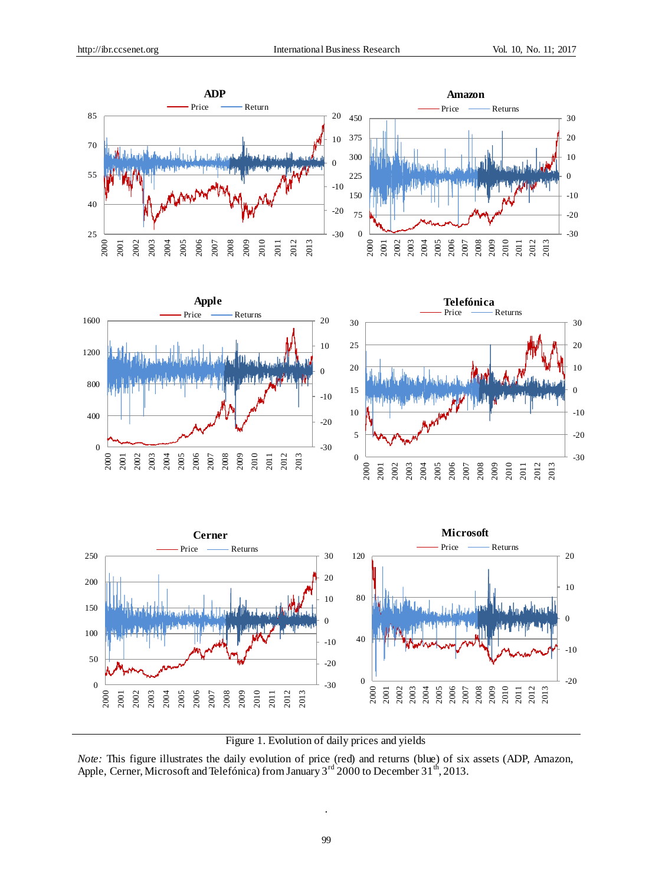Figure 1. Evolution of daily prices and yields

*Note:* This figure illustrates the daily evolution of price (red) and returns (blue) of six assets (ADP, Amazon, Apple, Cerner, Microsoft and Telefónica) from January 3rd 2000 to December 31th, 2013.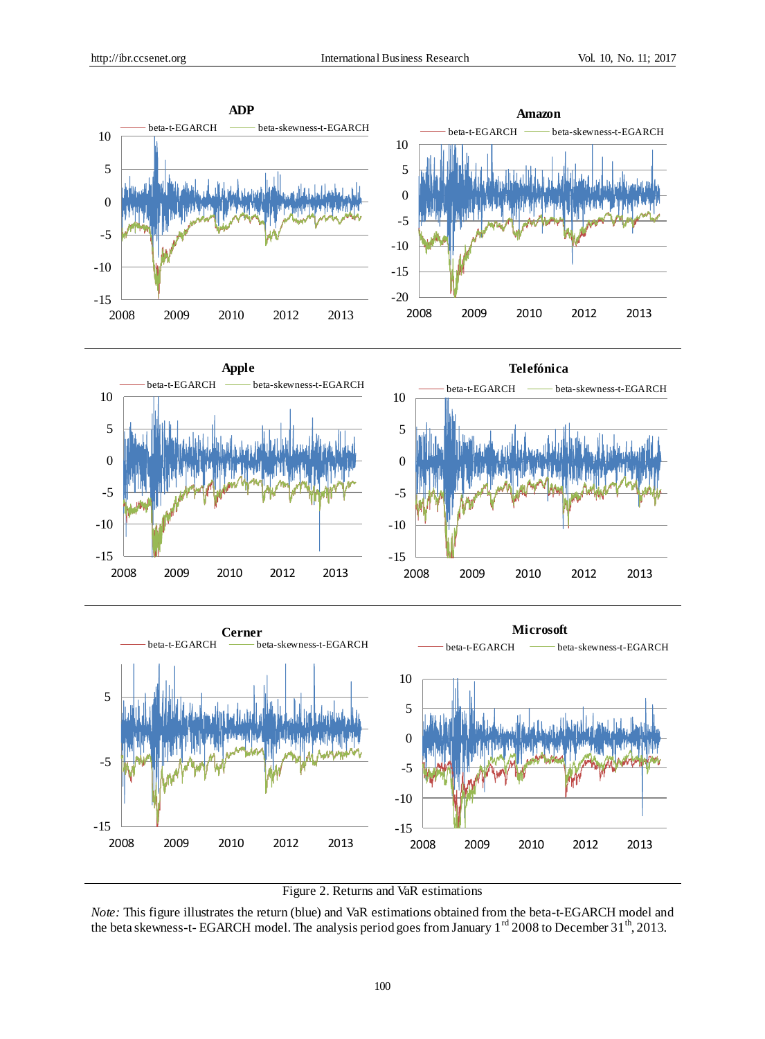Figure 2. Returns and VaR estimations

*Note:* This figure illustrates the return (blue) and VaR estimations obtained from the beta-t-EGARCH model and the beta skewness-t- EGARCH model. The analysis period goes from January 1[rd] 2008 to December 31[th], 2013.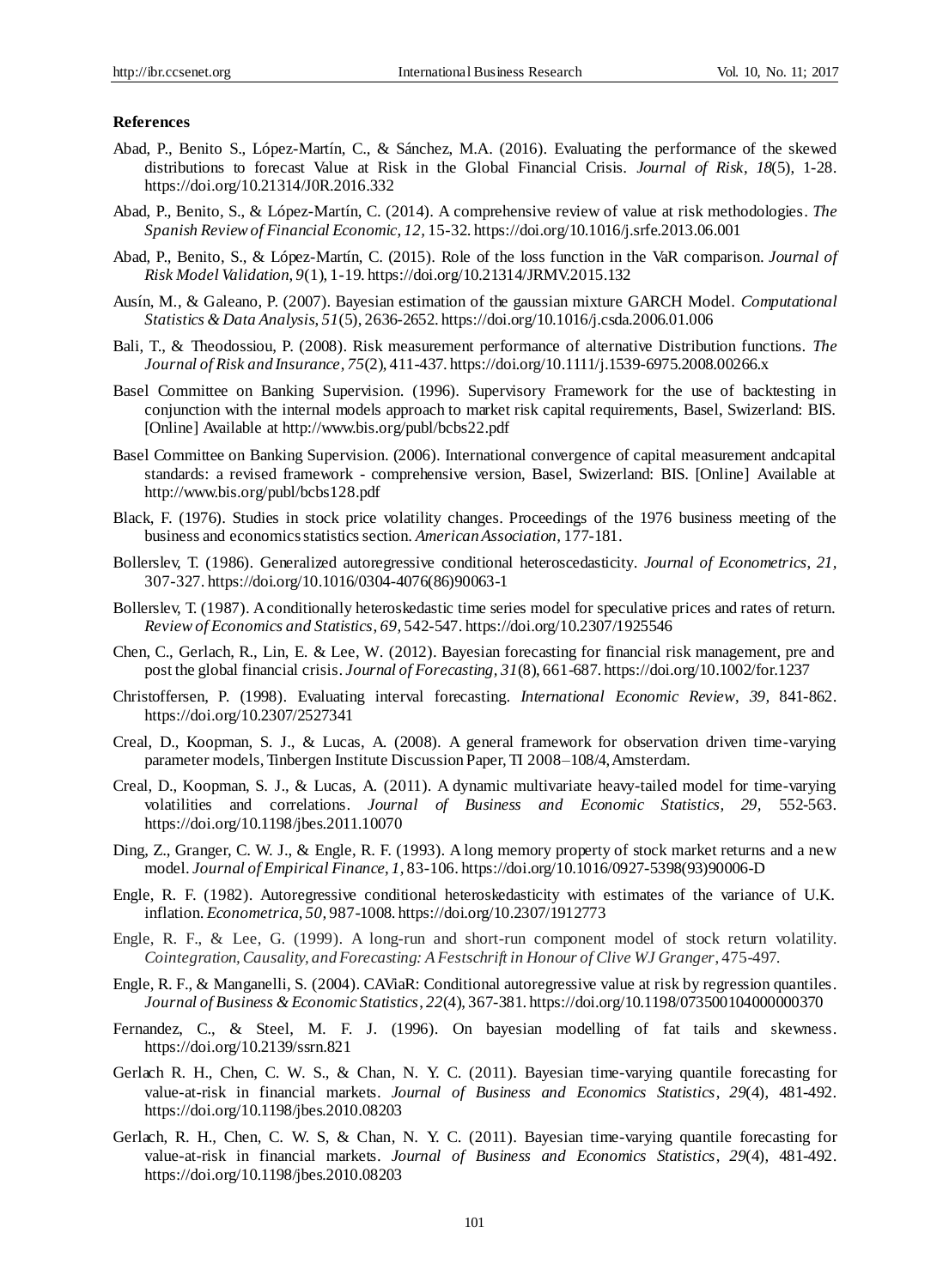**References**

Abad, P., Benito S., López-Martín, C., & Sánchez, M.A. (2016). Evaluating the performance of the skewed distributions to forecast Value at Risk in the Global Financial Crisis. *Journal of Risk*, *18*(5), 1-28. https://doi.org/10.21314/J0R.2016.332

Abad, P., Benito, S., & López-Martín, C. (2014). A comprehensive review of value at risk methodologies. *The Spanish Review of Financial Economic*, *12*, 15-32. https://doi.org/10.1016/j.srfe.2013.06.001

Abad, P., Benito, S., & López-Martín, C. (2015). Role of the loss function in the VaR comparison. *Journal of Risk Model Validation*, *9*(1), 1-19. https://doi.org/10.21314/JRMV.2015.132

Ausín, M., & Galeano, P. (2007). Bayesian estimation of the gaussian mixture GARCH Model. *Computational Statistics & Data Analysis*, *51*(5), 2636-2652. https://doi.org/10.1016/j.csda.2006.01.006

Bali, T., & Theodossiou, P. (2008). Risk measurement performance of alternative Distribution functions. *The Journal of Risk and Insurance*, *75*(2), 411-437. https://doi.org/10.1111/j.1539-6975.2008.00266.x

Basel Committee on Banking Supervision. (1996). Supervisory Framework for the use of backtesting in conjunction with the internal models approach to market risk capital requirements, Basel, Swizerland: BIS. [Online] Available at http://www.bis.org/publ/bcbs22.pdf

Basel Committee on Banking Supervision. (2006). International convergence of capital measurement andcapital standards: a revised framework - comprehensive version, Basel, Swizerland: BIS. [Online] Available at http://www.bis.org/publ/bcbs128.pdf

Black, F. (1976). Studies in stock price volatility changes. Proceedings of the 1976 business meeting of the business and economics statistics section. *American Association*, 177-181.

Bollerslev, T. (1986). Generalized autoregressive conditional heteroscedasticity. *Journal of Econometrics*, *21*, 307-327. https://doi.org/10.1016/0304-4076(86)90063-1

Bollerslev, T. (1987). A conditionally heteroskedastic time series model for speculative prices and rates of return. *Review of Economics and Statistics*, *69*, 542-547. https://doi.org/10.2307/1925546

Chen, C., Gerlach, R., Lin, E. & Lee, W. (2012). Bayesian forecasting for financial risk management, pre and post the global financial crisis. *Journal of Forecasting*, *31*(8), 661-687. https://doi.org/10.1002/for.1237

Christoffersen, P. (1998). Evaluating interval forecasting. *International Economic Review*, *39*, 841-862. https://doi.org/10.2307/2527341

Creal, D., Koopman, S. J., & Lucas, A. (2008). A general framework for observation driven time-varying parameter models, Tinbergen Institute Discussion Paper, TI 2008–108/4, Amsterdam.

Creal, D., Koopman, S. J., & Lucas, A. (2011). A dynamic multivariate heavy-tailed model for time-varying volatilities and correlations. *Journal of Business and Economic Statistics*, *29*, 552-563. https://doi.org/10.1198/jbes.2011.10070

Ding, Z., Granger, C. W. J., & Engle, R. F. (1993). A long memory property of stock market returns and a new model. *Journal of Empirical Finance*, *1*, 83-106. https://doi.org/10.1016/0927-5398(93)90006-D

Engle, R. F. (1982). Autoregressive conditional heteroskedasticity with estimates of the variance of U.K. inflation. *Econometrica*, *50*, 987-1008. https://doi.org/10.2307/1912773

Engle, R. F., & Lee, G. (1999). A long-run and short-run component model of stock return volatility. *Cointegration, Causality, and Forecasting: A Festschrift in Honour of Clive WJ Granger*, 475-497.

Engle, R. F., & Manganelli, S. (2004). CAViaR: Conditional autoregressive value at risk by regression quantiles. *Journal of Business & Economic Statistics*, *22*(4), 367-381. https://doi.org/10.1198/073500104000000370

Fernandez, C., & Steel, M. F. J. (1996). On bayesian modelling of fat tails and skewness. https://doi.org/10.2139/ssrn.821

Gerlach R. H., Chen, C. W. S., & Chan, N. Y. C. (2011). Bayesian time-varying quantile forecasting for value-at-risk in financial markets. *Journal of Business and Economics Statistics*, *29*(4), 481-492. https://doi.org/10.1198/jbes.2010.08203

Gerlach, R. H., Chen, C. W. S, & Chan, N. Y. C. (2011). Bayesian time-varying quantile forecasting for value-at-risk in financial markets. *Journal of Business and Economics Statistics*, *29*(4), 481-492. https://doi.org/10.1198/jbes.2010.08203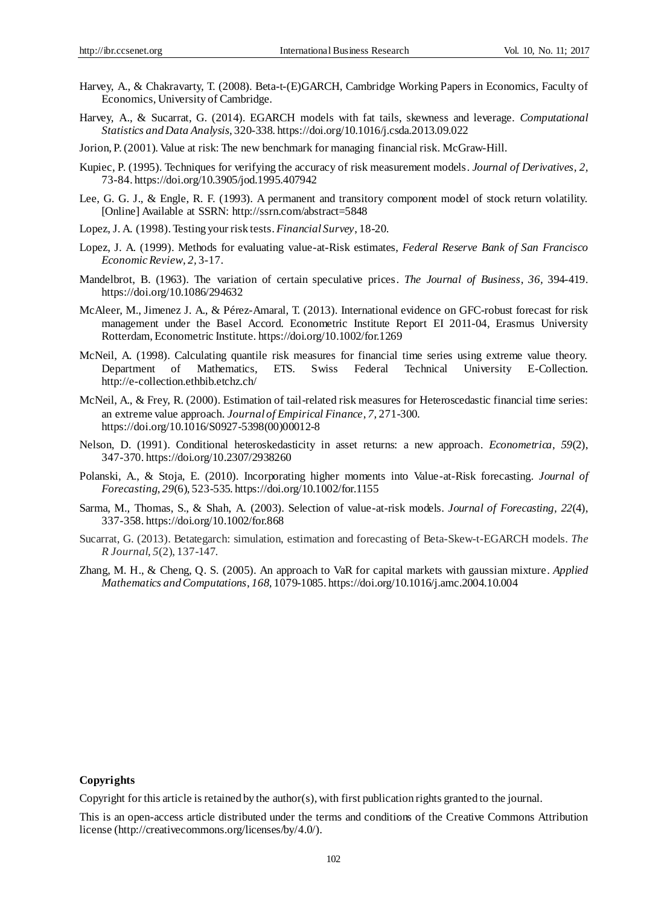Harvey, A., & Chakravarty, T. (2008). Beta-t-(E)GARCH, Cambridge Working Papers in Economics, Faculty of Economics, University of Cambridge.

Harvey, A., & Sucarrat, G. (2014). EGARCH models with fat tails, skewness and leverage. *Computational Statistics and Data Analysis*, 320-338. https://doi.org/10.1016/j.csda.2013.09.022

Jorion, P. (2001). Value at risk: The new benchmark for managing financial risk. McGraw-Hill.

Kupiec, P. (1995). Techniques for verifying the accuracy of risk measurement models. *Journal of Derivatives*, *2*, 73-84. https://doi.org/10.3905/jod.1995.407942

Lee, G. G. J., & Engle, R. F. (1993). A permanent and transitory component model of stock return volatility. [Online] Available at SSRN: http://ssrn.com/abstract=5848

Lopez, J. A. (1998). Testing your risk tests. *Financial Survey*, 18-20.

Lopez, J. A. (1999). Methods for evaluating value-at-Risk estimates, *Federal Reserve Bank of San Francisco Economic Review*, *2*, 3-17.

Mandelbrot, B. (1963). The variation of certain speculative prices. *The Journal of Business*, *36*, 394-419. https://doi.org/10.1086/294632

McAleer, M., Jimenez J. A., & Pérez-Amaral, T. (2013). International evidence on GFC-robust forecast for risk management under the Basel Accord. Econometric Institute Report EI 2011-04, Erasmus University Rotterdam, Econometric Institute. https://doi.org/10.1002/for.1269

McNeil, A. (1998). Calculating quantile risk measures for financial time series using extreme value theory. Department of Mathematics, ETS. Swiss Federal Technical University E-Collection. http://e-collection.ethbib.etchz.ch/

McNeil, A., & Frey, R. (2000). Estimation of tail-related risk measures for Heteroscedastic financial time series: an extreme value approach. *Journal of Empirical Finance*, *7*, 271-300. https://doi.org/10.1016/S0927-5398(00)00012-8

Nelson, D. (1991). Conditional heteroskedasticity in asset returns: a new approach. *Econometrica*, *59*(2), 347-370. https://doi.org/10.2307/2938260

Polanski, A., & Stoja, E. (2010). Incorporating higher moments into Value-at-Risk forecasting. *Journal of Forecasting*, *29*(6), 523-535. https://doi.org/10.1002/for.1155

Sarma, M., Thomas, S., & Shah, A. (2003). Selection of value-at-risk models. *Journal of Forecasting*, *22*(4), 337-358. https://doi.org/10.1002/for.868

Sucarrat, G. (2013). Betategarch: simulation, estimation and forecasting of Beta-Skew-t-EGARCH models. *The R Journal*, *5*(2), 137-147.

Zhang, M. H., & Cheng, Q. S. (2005). An approach to VaR for capital markets with gaussian mixture. *Applied Mathematics and Computations*, *168*, 1079-1085. https://doi.org/10.1016/j.amc.2004.10.004

**Copyrights**

Copyright for this article is retained by the author(s), with first publication rights granted to the journal.

This is an open-access article distributed under the terms and conditions of the Creative Commons Attribution license (http://creativecommons.org/licenses/by/4.0/).